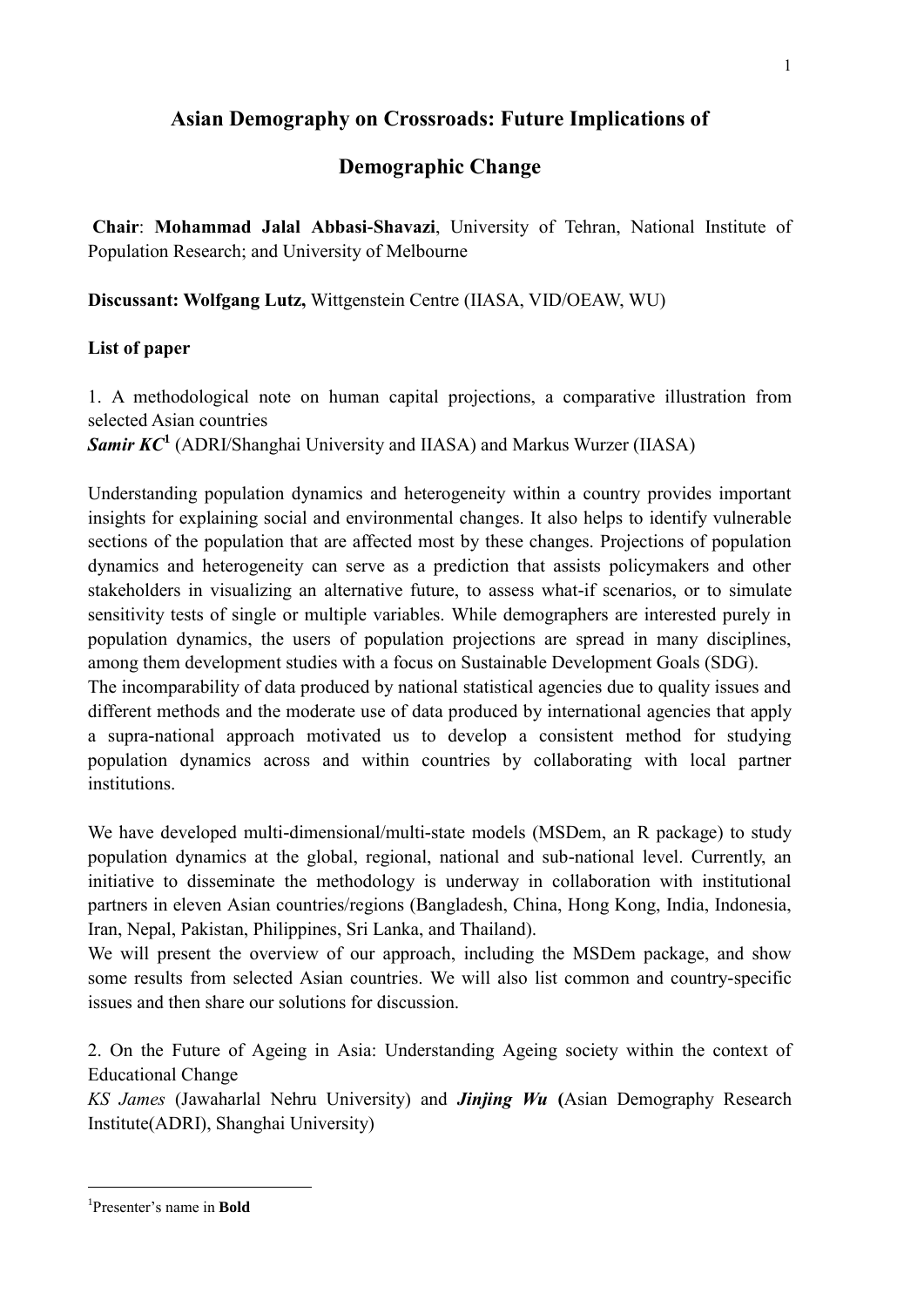# Asian Demography on Crossroads: Future Implications of Demographic Change

**Chair**: **Mohammad Jalal Abbasi-Shavazi**, University of Tehran, National Institute of Population Research; and University of Melbourne

**Discussant: Wolfgang Lutz,** Wittgenstein Centre (IIASA, VID/OEAW, WU)

**List of paper**

1. A methodological note on human capital projections, a comparative illustration from selected Asian countries
***Samir KC***[1] (ADRI/Shanghai University and IIASA) and Markus Wurzer (IIASA)

Understanding population dynamics and heterogeneity within a country provides important insights for explaining social and environmental changes. It also helps to identify vulnerable sections of the population that are affected most by these changes. Projections of population dynamics and heterogeneity can serve as a prediction that assists policymakers and other stakeholders in visualizing an alternative future, to assess what-if scenarios, or to simulate sensitivity tests of single or multiple variables. While demographers are interested purely in population dynamics, the users of population projections are spread in many disciplines, among them development studies with a focus on Sustainable Development Goals (SDG).
The incomparability of data produced by national statistical agencies due to quality issues and different methods and the moderate use of data produced by international agencies that apply a supra-national approach motivated us to develop a consistent method for studying population dynamics across and within countries by collaborating with local partner institutions.

We have developed multi-dimensional/multi-state models (MSDem, an R package) to study population dynamics at the global, regional, national and sub-national level. Currently, an initiative to disseminate the methodology is underway in collaboration with institutional partners in eleven Asian countries/regions (Bangladesh, China, Hong Kong, India, Indonesia, Iran, Nepal, Pakistan, Philippines, Sri Lanka, and Thailand).
We will present the overview of our approach, including the MSDem package, and show some results from selected Asian countries. We will also list common and country-specific issues and then share our solutions for discussion.

2. On the Future of Ageing in Asia: Understanding Ageing society within the context of Educational Change
*KS James* (Jawaharlal Nehru University) and ***Jinjing Wu*** **(**Asian Demography Research Institute(ADRI), Shanghai University)

---

[1] Presenter's name in **Bold**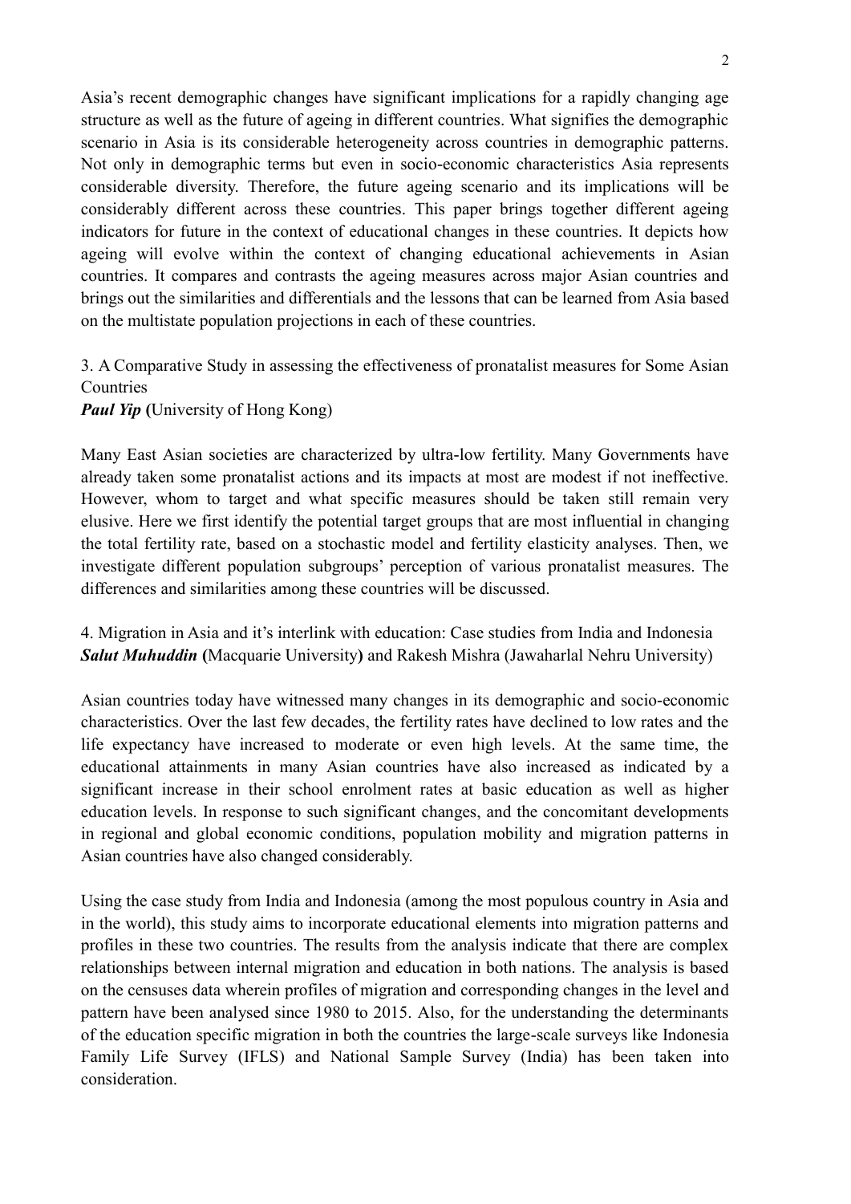Asia's recent demographic changes have significant implications for a rapidly changing age structure as well as the future of ageing in different countries. What signifies the demographic scenario in Asia is its considerable heterogeneity across countries in demographic patterns. Not only in demographic terms but even in socio-economic characteristics Asia represents considerable diversity. Therefore, the future ageing scenario and its implications will be considerably different across these countries. This paper brings together different ageing indicators for future in the context of educational changes in these countries. It depicts how ageing will evolve within the context of changing educational achievements in Asian countries. It compares and contrasts the ageing measures across major Asian countries and brings out the similarities and differentials and the lessons that can be learned from Asia based on the multistate population projections in each of these countries.

3. A Comparative Study in assessing the effectiveness of pronatalist measures for Some Asian Countries
***Paul Yip*** **(**University of Hong Kong)

Many East Asian societies are characterized by ultra-low fertility. Many Governments have already taken some pronatalist actions and its impacts at most are modest if not ineffective. However, whom to target and what specific measures should be taken still remain very elusive. Here we first identify the potential target groups that are most influential in changing the total fertility rate, based on a stochastic model and fertility elasticity analyses. Then, we investigate different population subgroups' perception of various pronatalist measures. The differences and similarities among these countries will be discussed.

4. Migration in Asia and it's interlink with education: Case studies from India and Indonesia
***Salut Muhuddin*** **(**Macquarie University**)** and Rakesh Mishra (Jawaharlal Nehru University)

Asian countries today have witnessed many changes in its demographic and socio-economic characteristics. Over the last few decades, the fertility rates have declined to low rates and the life expectancy have increased to moderate or even high levels. At the same time, the educational attainments in many Asian countries have also increased as indicated by a significant increase in their school enrolment rates at basic education as well as higher education levels. In response to such significant changes, and the concomitant developments in regional and global economic conditions, population mobility and migration patterns in Asian countries have also changed considerably.

Using the case study from India and Indonesia (among the most populous country in Asia and in the world), this study aims to incorporate educational elements into migration patterns and profiles in these two countries. The results from the analysis indicate that there are complex relationships between internal migration and education in both nations. The analysis is based on the censuses data wherein profiles of migration and corresponding changes in the level and pattern have been analysed since 1980 to 2015. Also, for the understanding the determinants of the education specific migration in both the countries the large-scale surveys like Indonesia Family Life Survey (IFLS) and National Sample Survey (India) has been taken into consideration.